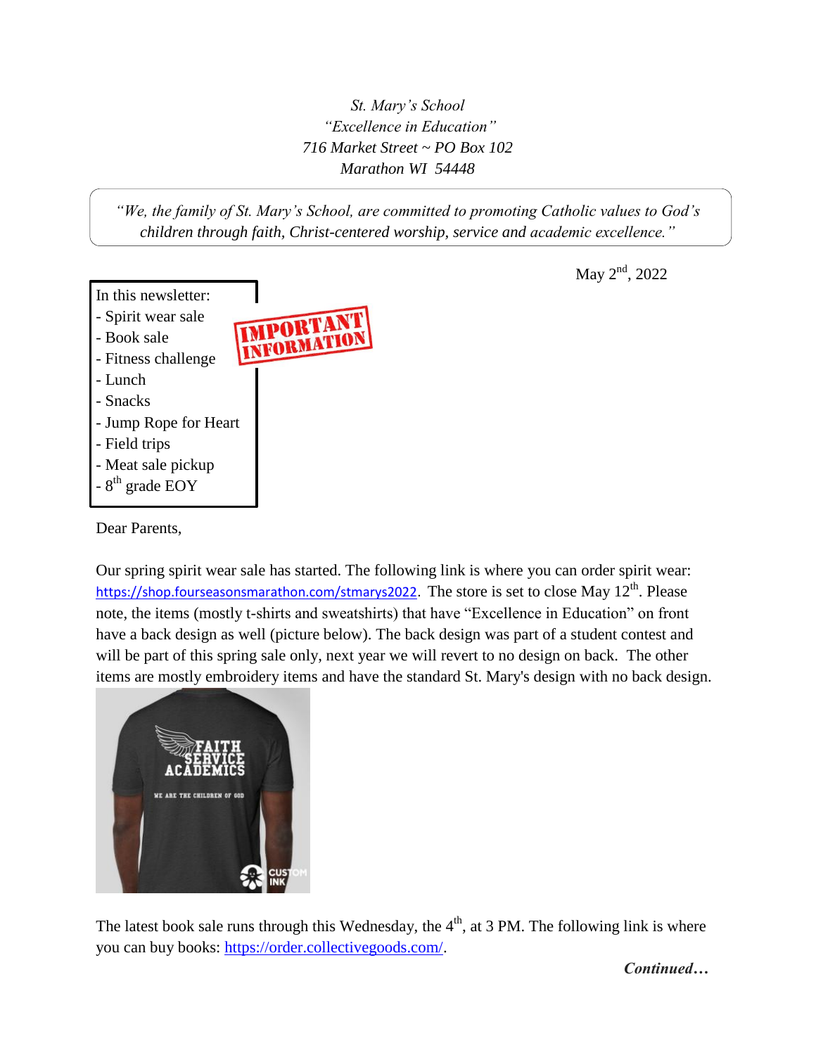*St. Mary's School*
*"Excellence in Education"*
*716 Market Street ~ PO Box 102*
*Marathon WI 54448*

> *"We, the family of St. Mary's School, are committed to promoting Catholic values to God's children through faith, Christ-centered worship, service and academic excellence."*

May 2nd, 2022

In this newsletter:
- Spirit wear sale
- Book sale
- Fitness challenge
- Lunch
- Snacks
- Jump Rope for Heart
- Field trips
- Meat sale pickup
- 8th grade EOY

IMPORTANT INFORMATION

Dear Parents,

Our spring spirit wear sale has started. The following link is where you can order spirit wear: https://shop.fourseasonsmarathon.com/stmarys2022. The store is set to close May 12th. Please note, the items (mostly t-shirts and sweatshirts) that have "Excellence in Education" on front have a back design as well (picture below). The back design was part of a student contest and will be part of this spring sale only, next year we will revert to no design on back. The other items are mostly embroidery items and have the standard St. Mary's design with no back design.

The latest book sale runs through this Wednesday, the 4th, at 3 PM. The following link is where you can buy books: https://order.collectivegoods.com/.

***Continued…***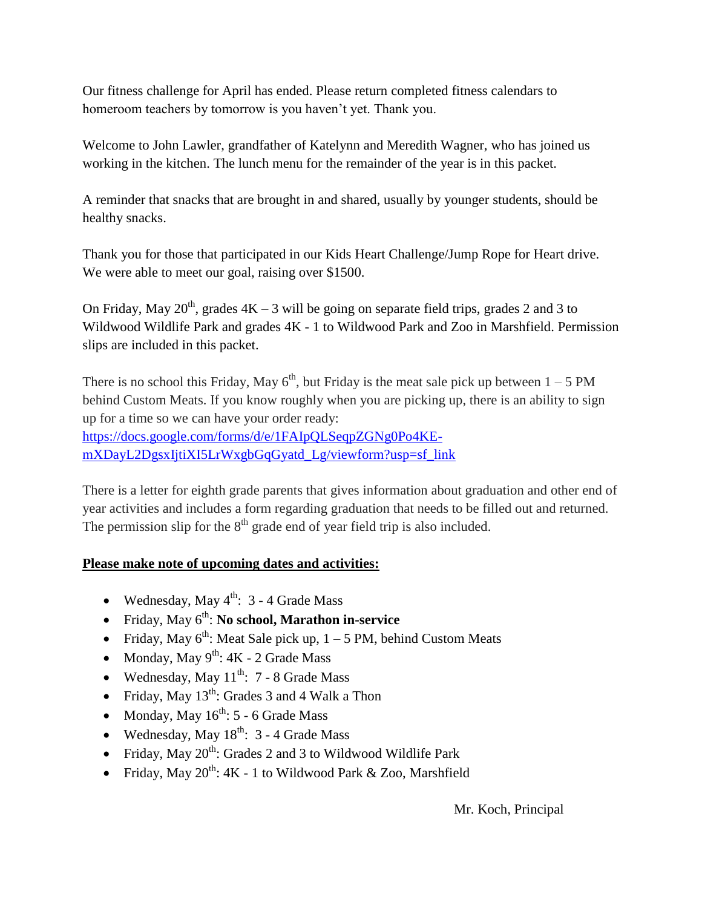Our fitness challenge for April has ended. Please return completed fitness calendars to homeroom teachers by tomorrow is you haven't yet. Thank you.

Welcome to John Lawler, grandfather of Katelynn and Meredith Wagner, who has joined us working in the kitchen. The lunch menu for the remainder of the year is in this packet.

A reminder that snacks that are brought in and shared, usually by younger students, should be healthy snacks.

Thank you for those that participated in our Kids Heart Challenge/Jump Rope for Heart drive. We were able to meet our goal, raising over $1500.

On Friday, May 20th, grades 4K – 3 will be going on separate field trips, grades 2 and 3 to Wildwood Wildlife Park and grades 4K - 1 to Wildwood Park and Zoo in Marshfield. Permission slips are included in this packet.

There is no school this Friday, May 6th, but Friday is the meat sale pick up between 1 – 5 PM behind Custom Meats. If you know roughly when you are picking up, there is an ability to sign up for a time so we can have your order ready: https://docs.google.com/forms/d/e/1FAIpQLSeqpZGNg0Po4KE-mXDayL2DgsxIjtiXI5LrWxgbGqGyatd_Lg/viewform?usp=sf_link

There is a letter for eighth grade parents that gives information about graduation and other end of year activities and includes a form regarding graduation that needs to be filled out and returned. The permission slip for the 8th grade end of year field trip is also included.

**Please make note of upcoming dates and activities:**

- Wednesday, May 4th: 3 - 4 Grade Mass
- Friday, May 6th: **No school, Marathon in-service**
- Friday, May 6th: Meat Sale pick up, 1 – 5 PM, behind Custom Meats
- Monday, May 9th: 4K - 2 Grade Mass
- Wednesday, May 11th: 7 - 8 Grade Mass
- Friday, May 13th: Grades 3 and 4 Walk a Thon
- Monday, May 16th: 5 - 6 Grade Mass
- Wednesday, May 18th: 3 - 4 Grade Mass
- Friday, May 20th: Grades 2 and 3 to Wildwood Wildlife Park
- Friday, May 20th: 4K - 1 to Wildwood Park & Zoo, Marshfield

Mr. Koch, Principal